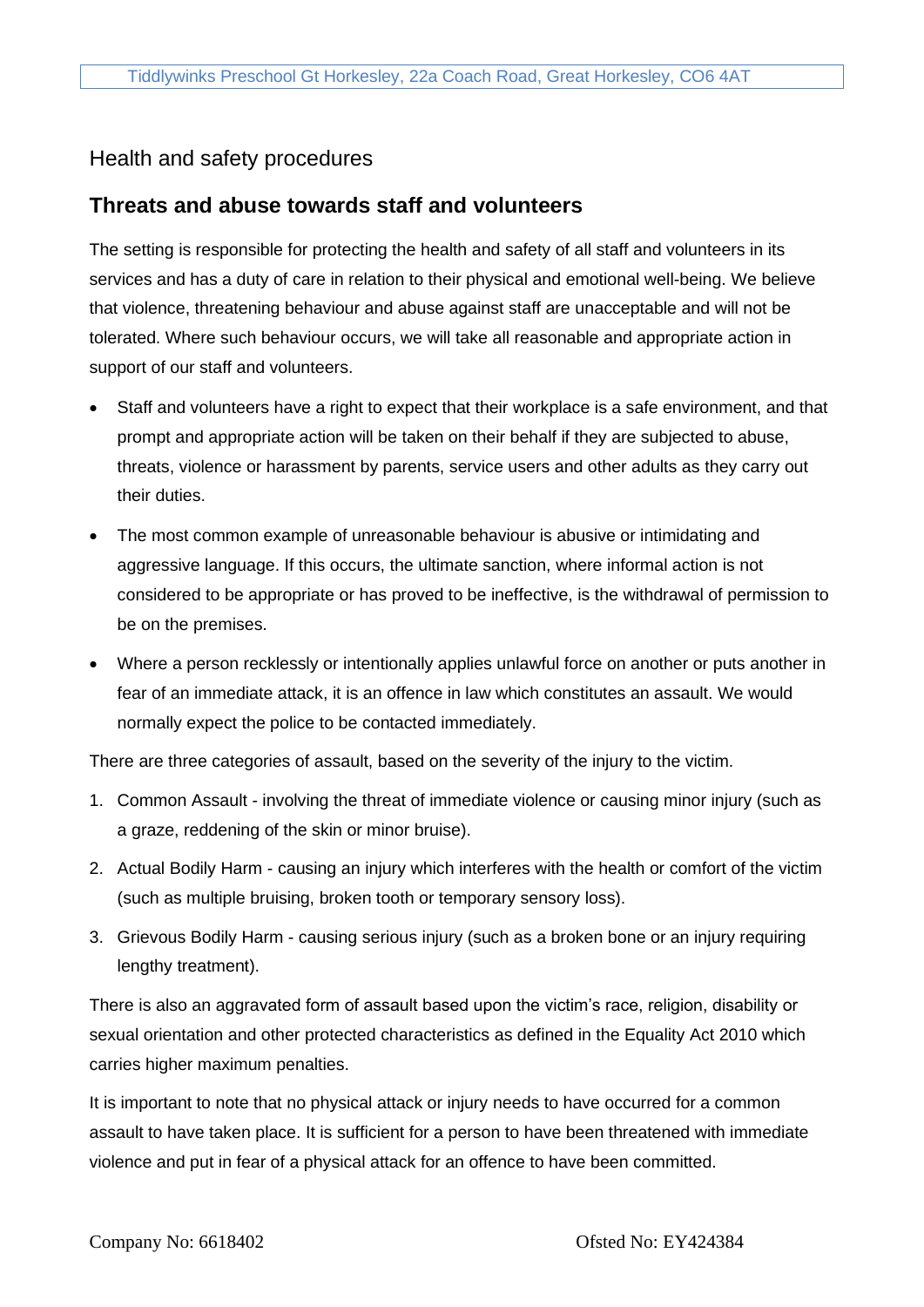## Health and safety procedures

## Threats and abuse towards staff and volunteers

The setting is responsible for protecting the health and safety of all staff and volunteers in its services and has a duty of care in relation to their physical and emotional well-being. We believe that violence, threatening behaviour and abuse against staff are unacceptable and will not be tolerated. Where such behaviour occurs, we will take all reasonable and appropriate action in support of our staff and volunteers.

- Staff and volunteers have a right to expect that their workplace is a safe environment, and that prompt and appropriate action will be taken on their behalf if they are subjected to abuse, threats, violence or harassment by parents, service users and other adults as they carry out their duties.
- The most common example of unreasonable behaviour is abusive or intimidating and aggressive language. If this occurs, the ultimate sanction, where informal action is not considered to be appropriate or has proved to be ineffective, is the withdrawal of permission to be on the premises.
- Where a person recklessly or intentionally applies unlawful force on another or puts another in fear of an immediate attack, it is an offence in law which constitutes an assault. We would normally expect the police to be contacted immediately.

There are three categories of assault, based on the severity of the injury to the victim.

1. Common Assault - involving the threat of immediate violence or causing minor injury (such as a graze, reddening of the skin or minor bruise).
2. Actual Bodily Harm - causing an injury which interferes with the health or comfort of the victim (such as multiple bruising, broken tooth or temporary sensory loss).
3. Grievous Bodily Harm - causing serious injury (such as a broken bone or an injury requiring lengthy treatment).

There is also an aggravated form of assault based upon the victim's race, religion, disability or sexual orientation and other protected characteristics as defined in the Equality Act 2010 which carries higher maximum penalties.

It is important to note that no physical attack or injury needs to have occurred for a common assault to have taken place. It is sufficient for a person to have been threatened with immediate violence and put in fear of a physical attack for an offence to have been committed.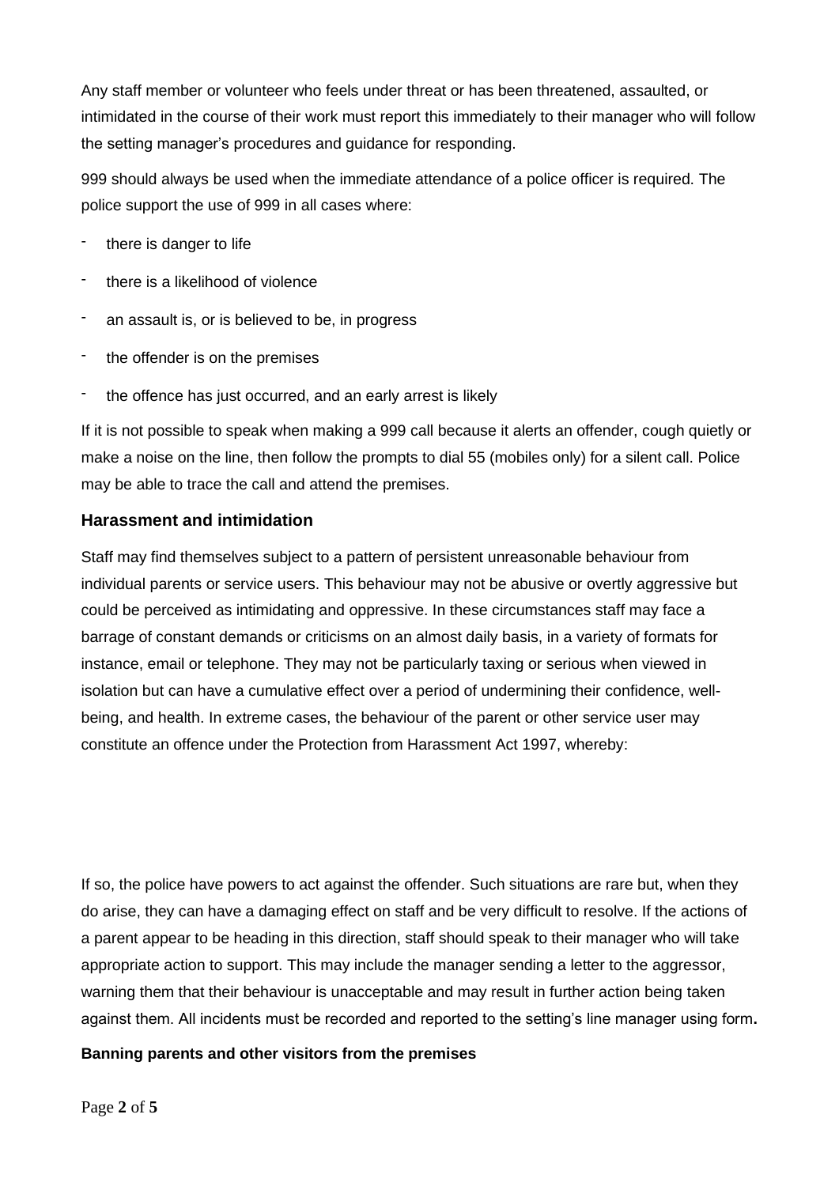Any staff member or volunteer who feels under threat or has been threatened, assaulted, or intimidated in the course of their work must report this immediately to their manager who will follow the setting manager's procedures and guidance for responding.

999 should always be used when the immediate attendance of a police officer is required. The police support the use of 999 in all cases where:

- there is danger to life
- there is a likelihood of violence
- an assault is, or is believed to be, in progress
- the offender is on the premises
- the offence has just occurred, and an early arrest is likely

If it is not possible to speak when making a 999 call because it alerts an offender, cough quietly or make a noise on the line, then follow the prompts to dial 55 (mobiles only) for a silent call. Police may be able to trace the call and attend the premises.

### Harassment and intimidation

Staff may find themselves subject to a pattern of persistent unreasonable behaviour from individual parents or service users. This behaviour may not be abusive or overtly aggressive but could be perceived as intimidating and oppressive. In these circumstances staff may face a barrage of constant demands or criticisms on an almost daily basis, in a variety of formats for instance, email or telephone. They may not be particularly taxing or serious when viewed in isolation but can have a cumulative effect over a period of undermining their confidence, well-being, and health. In extreme cases, the behaviour of the parent or other service user may constitute an offence under the Protection from Harassment Act 1997, whereby:

If so, the police have powers to act against the offender. Such situations are rare but, when they do arise, they can have a damaging effect on staff and be very difficult to resolve. If the actions of a parent appear to be heading in this direction, staff should speak to their manager who will take appropriate action to support. This may include the manager sending a letter to the aggressor, warning them that their behaviour is unacceptable and may result in further action being taken against them. All incidents must be recorded and reported to the setting's line manager using form**.**

**Banning parents and other visitors from the premises**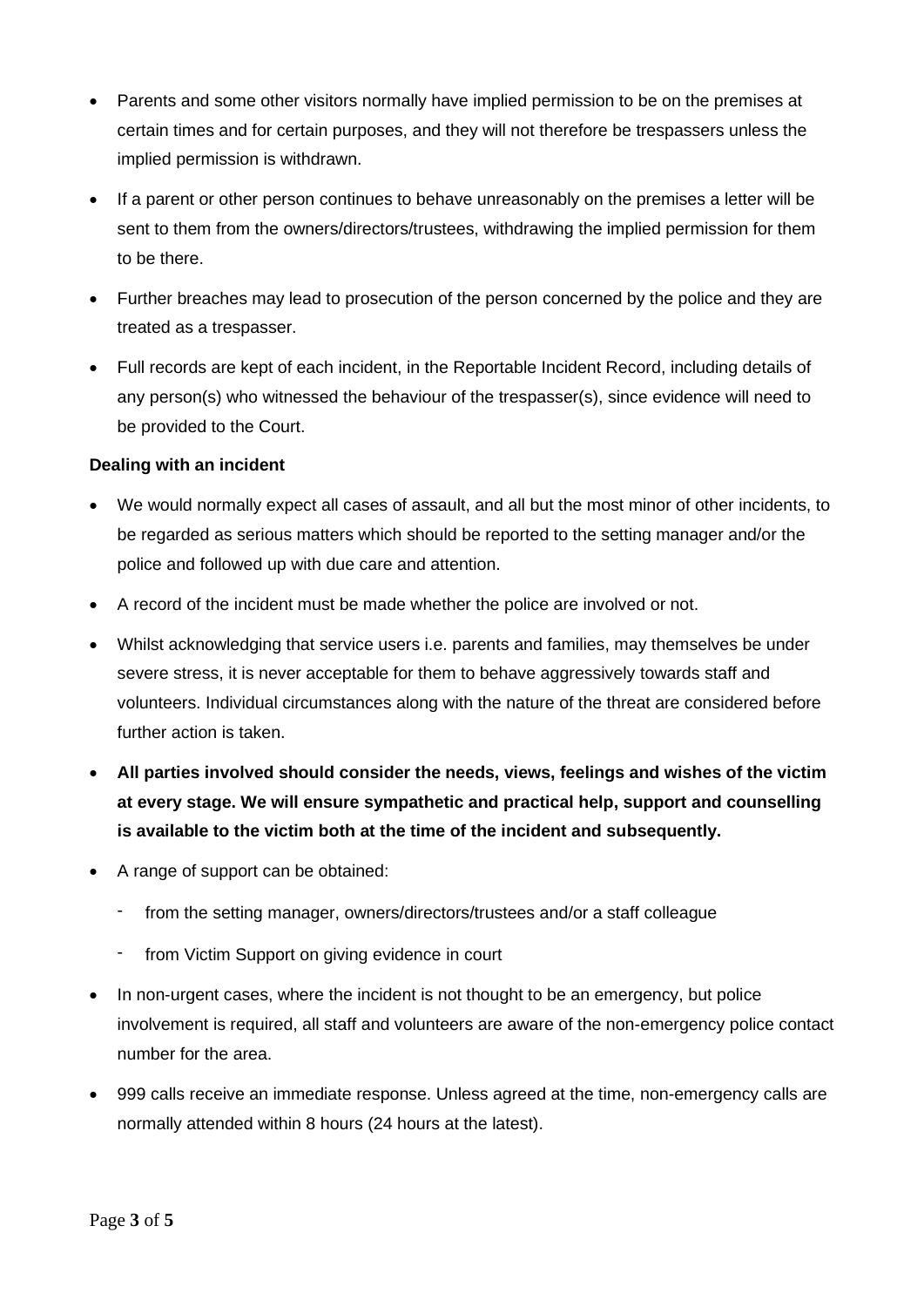- Parents and some other visitors normally have implied permission to be on the premises at certain times and for certain purposes, and they will not therefore be trespassers unless the implied permission is withdrawn.
- If a parent or other person continues to behave unreasonably on the premises a letter will be sent to them from the owners/directors/trustees, withdrawing the implied permission for them to be there.
- Further breaches may lead to prosecution of the person concerned by the police and they are treated as a trespasser.
- Full records are kept of each incident, in the Reportable Incident Record, including details of any person(s) who witnessed the behaviour of the trespasser(s), since evidence will need to be provided to the Court.

**Dealing with an incident**

- We would normally expect all cases of assault, and all but the most minor of other incidents, to be regarded as serious matters which should be reported to the setting manager and/or the police and followed up with due care and attention.
- A record of the incident must be made whether the police are involved or not.
- Whilst acknowledging that service users i.e. parents and families, may themselves be under severe stress, it is never acceptable for them to behave aggressively towards staff and volunteers. Individual circumstances along with the nature of the threat are considered before further action is taken.
- **All parties involved should consider the needs, views, feelings and wishes of the victim at every stage. We will ensure sympathetic and practical help, support and counselling is available to the victim both at the time of the incident and subsequently.**
- A range of support can be obtained:
  - from the setting manager, owners/directors/trustees and/or a staff colleague
  - from Victim Support on giving evidence in court
- In non-urgent cases, where the incident is not thought to be an emergency, but police involvement is required, all staff and volunteers are aware of the non-emergency police contact number for the area.
- 999 calls receive an immediate response. Unless agreed at the time, non-emergency calls are normally attended within 8 hours (24 hours at the latest).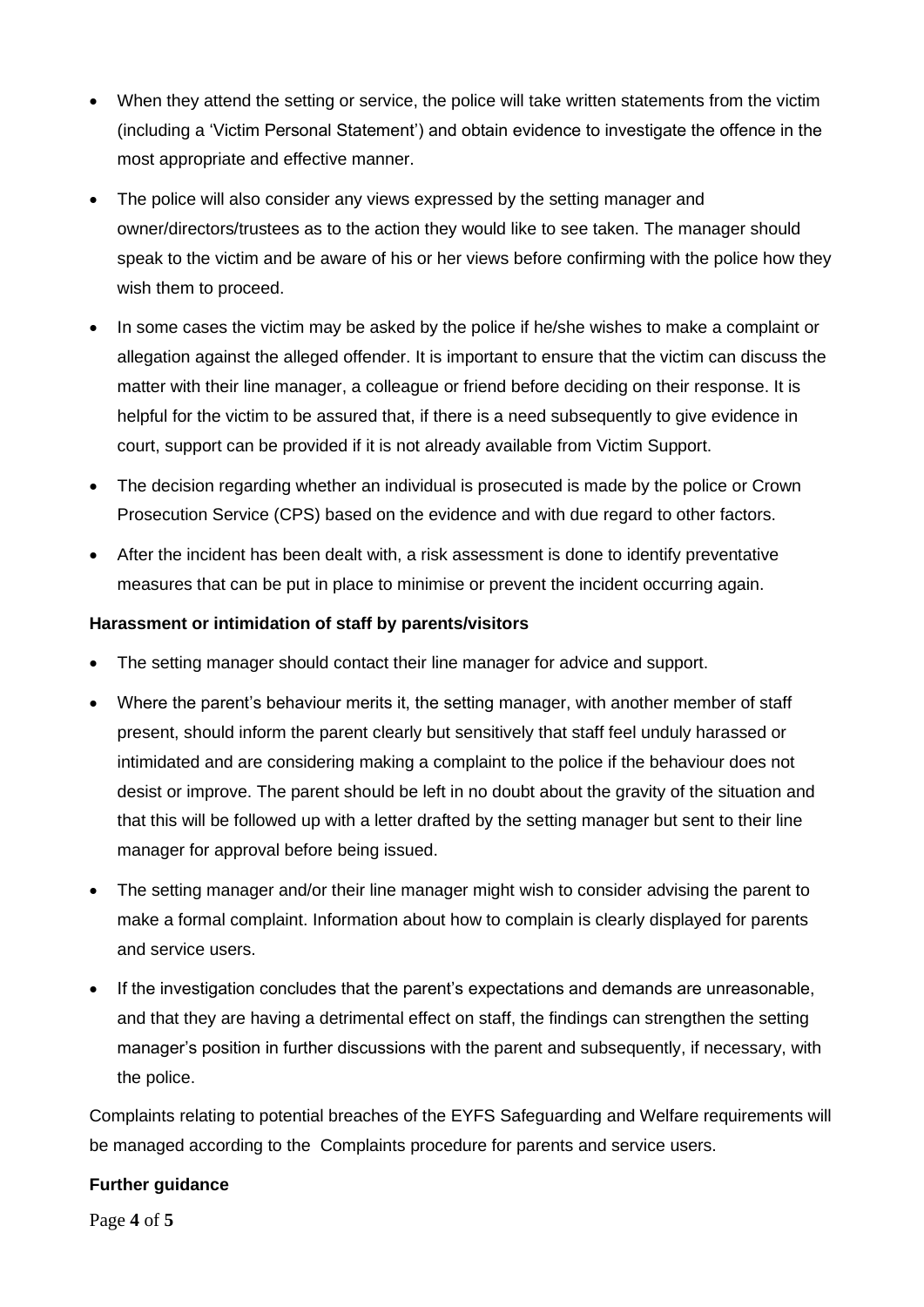- When they attend the setting or service, the police will take written statements from the victim (including a 'Victim Personal Statement') and obtain evidence to investigate the offence in the most appropriate and effective manner.
- The police will also consider any views expressed by the setting manager and owner/directors/trustees as to the action they would like to see taken. The manager should speak to the victim and be aware of his or her views before confirming with the police how they wish them to proceed.
- In some cases the victim may be asked by the police if he/she wishes to make a complaint or allegation against the alleged offender. It is important to ensure that the victim can discuss the matter with their line manager, a colleague or friend before deciding on their response. It is helpful for the victim to be assured that, if there is a need subsequently to give evidence in court, support can be provided if it is not already available from Victim Support.
- The decision regarding whether an individual is prosecuted is made by the police or Crown Prosecution Service (CPS) based on the evidence and with due regard to other factors.
- After the incident has been dealt with, a risk assessment is done to identify preventative measures that can be put in place to minimise or prevent the incident occurring again.

**Harassment or intimidation of staff by parents/visitors**

- The setting manager should contact their line manager for advice and support.
- Where the parent's behaviour merits it, the setting manager, with another member of staff present, should inform the parent clearly but sensitively that staff feel unduly harassed or intimidated and are considering making a complaint to the police if the behaviour does not desist or improve. The parent should be left in no doubt about the gravity of the situation and that this will be followed up with a letter drafted by the setting manager but sent to their line manager for approval before being issued.
- The setting manager and/or their line manager might wish to consider advising the parent to make a formal complaint. Information about how to complain is clearly displayed for parents and service users.
- If the investigation concludes that the parent's expectations and demands are unreasonable, and that they are having a detrimental effect on staff, the findings can strengthen the setting manager's position in further discussions with the parent and subsequently, if necessary, with the police.

Complaints relating to potential breaches of the EYFS Safeguarding and Welfare requirements will be managed according to the Complaints procedure for parents and service users.

**Further guidance**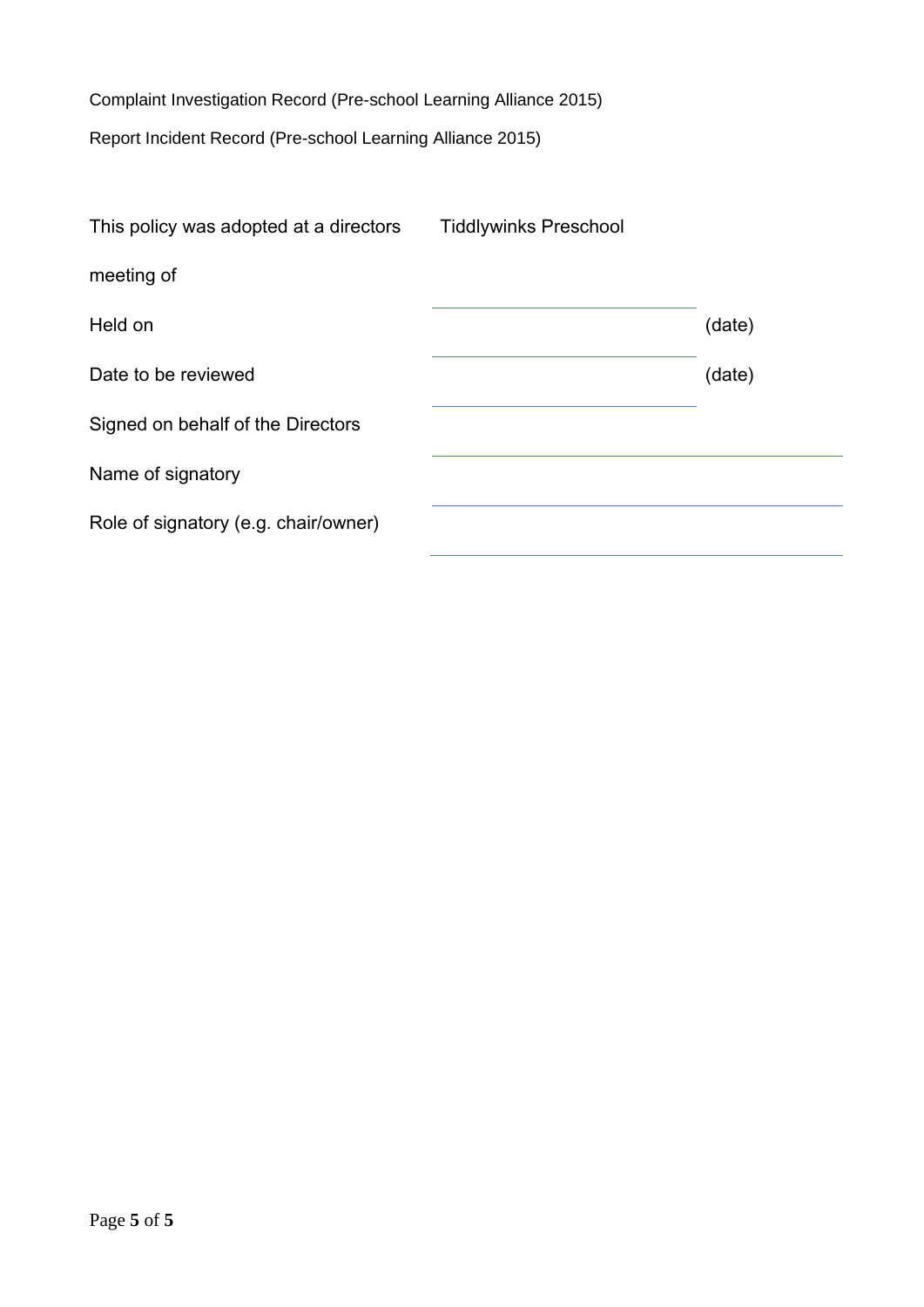Complaint Investigation Record (Pre-school Learning Alliance 2015)

Report Incident Record (Pre-school Learning Alliance 2015)

| | | |
|---|---|---|
| This policy was adopted at a directors meeting of | Tiddlywinks Preschool | |
| Held on | | (date) |
| Date to be reviewed | | (date) |
| Signed on behalf of the Directors | | |
| Name of signatory | | |
| Role of signatory (e.g. chair/owner) | | |